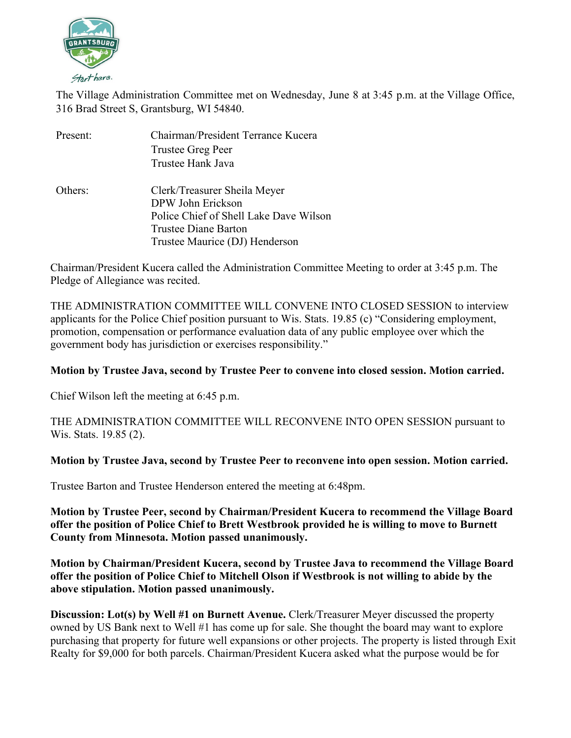The Village Administration Committee met on Wednesday, June 8 at 3:45 p.m. at the Village Office, 316 Brad Street S, Grantsburg, WI 54840.

Present: Chairman/President Terrance Kucera
Trustee Greg Peer
Trustee Hank Java

Others: Clerk/Treasurer Sheila Meyer
DPW John Erickson
Police Chief of Shell Lake Dave Wilson
Trustee Diane Barton
Trustee Maurice (DJ) Henderson

Chairman/President Kucera called the Administration Committee Meeting to order at 3:45 p.m. The Pledge of Allegiance was recited.

THE ADMINISTRATION COMMITTEE WILL CONVENE INTO CLOSED SESSION to interview applicants for the Police Chief position pursuant to Wis. Stats. 19.85 (c) "Considering employment, promotion, compensation or performance evaluation data of any public employee over which the government body has jurisdiction or exercises responsibility."

**Motion by Trustee Java, second by Trustee Peer to convene into closed session. Motion carried.**

Chief Wilson left the meeting at 6:45 p.m.

THE ADMINISTRATION COMMITTEE WILL RECONVENE INTO OPEN SESSION pursuant to Wis. Stats. 19.85 (2).

**Motion by Trustee Java, second by Trustee Peer to reconvene into open session. Motion carried.**

Trustee Barton and Trustee Henderson entered the meeting at 6:48pm.

**Motion by Trustee Peer, second by Chairman/President Kucera to recommend the Village Board offer the position of Police Chief to Brett Westbrook provided he is willing to move to Burnett County from Minnesota. Motion passed unanimously.**

**Motion by Chairman/President Kucera, second by Trustee Java to recommend the Village Board offer the position of Police Chief to Mitchell Olson if Westbrook is not willing to abide by the above stipulation. Motion passed unanimously.**

**Discussion: Lot(s) by Well #1 on Burnett Avenue.** Clerk/Treasurer Meyer discussed the property owned by US Bank next to Well #1 has come up for sale. She thought the board may want to explore purchasing that property for future well expansions or other projects. The property is listed through Exit Realty for $9,000 for both parcels. Chairman/President Kucera asked what the purpose would be for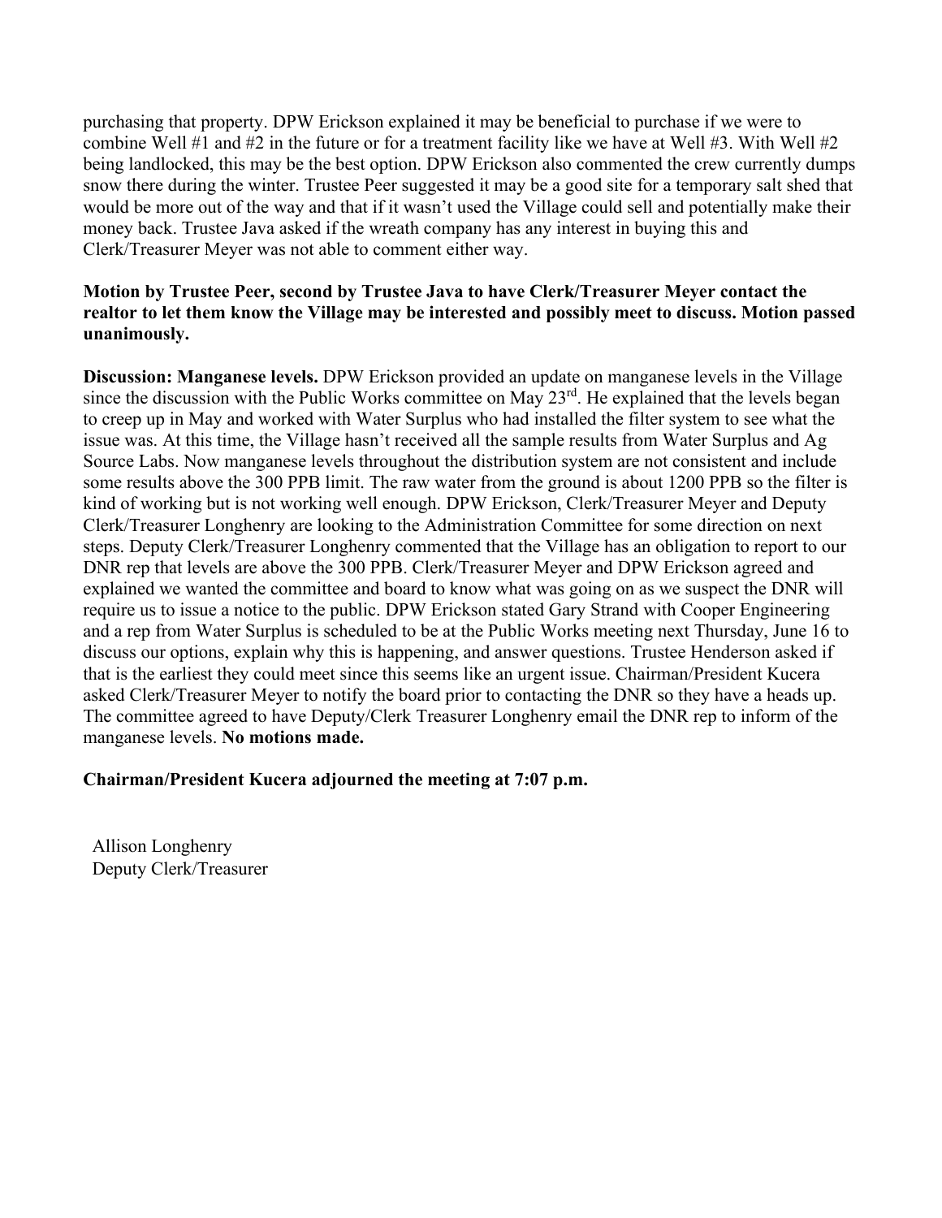purchasing that property. DPW Erickson explained it may be beneficial to purchase if we were to combine Well #1 and #2 in the future or for a treatment facility like we have at Well #3. With Well #2 being landlocked, this may be the best option. DPW Erickson also commented the crew currently dumps snow there during the winter. Trustee Peer suggested it may be a good site for a temporary salt shed that would be more out of the way and that if it wasn't used the Village could sell and potentially make their money back. Trustee Java asked if the wreath company has any interest in buying this and Clerk/Treasurer Meyer was not able to comment either way.

**Motion by Trustee Peer, second by Trustee Java to have Clerk/Treasurer Meyer contact the realtor to let them know the Village may be interested and possibly meet to discuss. Motion passed unanimously.**

**Discussion: Manganese levels.** DPW Erickson provided an update on manganese levels in the Village since the discussion with the Public Works committee on May 23rd. He explained that the levels began to creep up in May and worked with Water Surplus who had installed the filter system to see what the issue was. At this time, the Village hasn't received all the sample results from Water Surplus and Ag Source Labs. Now manganese levels throughout the distribution system are not consistent and include some results above the 300 PPB limit. The raw water from the ground is about 1200 PPB so the filter is kind of working but is not working well enough. DPW Erickson, Clerk/Treasurer Meyer and Deputy Clerk/Treasurer Longhenry are looking to the Administration Committee for some direction on next steps. Deputy Clerk/Treasurer Longhenry commented that the Village has an obligation to report to our DNR rep that levels are above the 300 PPB. Clerk/Treasurer Meyer and DPW Erickson agreed and explained we wanted the committee and board to know what was going on as we suspect the DNR will require us to issue a notice to the public. DPW Erickson stated Gary Strand with Cooper Engineering and a rep from Water Surplus is scheduled to be at the Public Works meeting next Thursday, June 16 to discuss our options, explain why this is happening, and answer questions. Trustee Henderson asked if that is the earliest they could meet since this seems like an urgent issue. Chairman/President Kucera asked Clerk/Treasurer Meyer to notify the board prior to contacting the DNR so they have a heads up. The committee agreed to have Deputy/Clerk Treasurer Longhenry email the DNR rep to inform of the manganese levels. **No motions made.**

**Chairman/President Kucera adjourned the meeting at 7:07 p.m.**

Allison Longhenry
Deputy Clerk/Treasurer